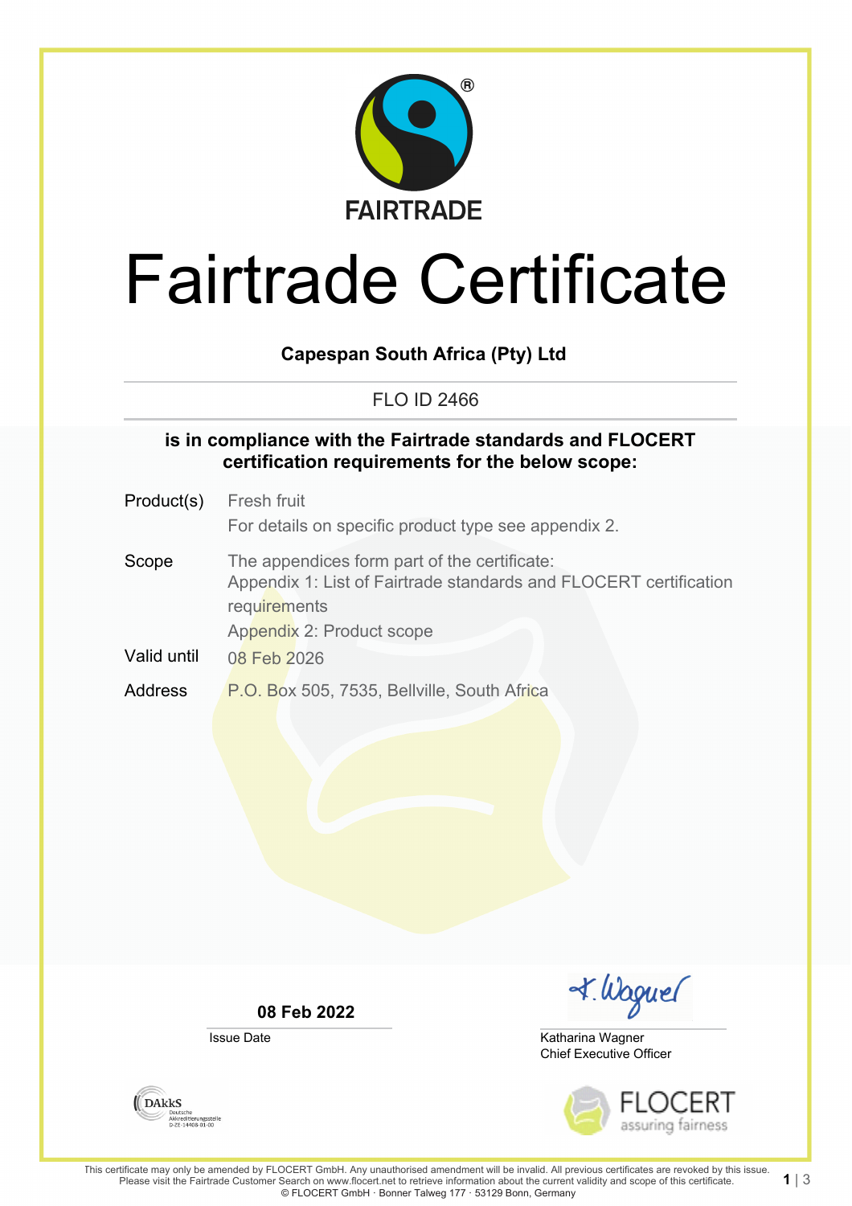FAIRTRADE

# Fairtrade Certificate

**Capespan South Africa (Pty) Ltd**

FLO ID 2466

**is in compliance with the Fairtrade standards and FLOCERT certification requirements for the below scope:**

Product(s)
: Fresh fruit
: For details on specific product type see appendix 2.

Scope
: The appendices form part of the certificate:
: Appendix 1: List of Fairtrade standards and FLOCERT certification requirements
: Appendix 2: Product scope

Valid until
: 08 Feb 2026

Address
: P.O. Box 505, 7535, Bellville, South Africa

**08 Feb 2022**
Issue Date

Katharina Wagner
Chief Executive Officer

DAkkS Deutsche Akkreditierungsstelle D-ZE-14408-01-00

FLOCERT assuring fairness

This certificate may only be amended by FLOCERT GmbH. Any unauthorised amendment will be invalid. All previous certificates are revoked by this issue. Please visit the Fairtrade Customer Search on www.flocert.net to retrieve information about the current validity and scope of this certificate.
© FLOCERT GmbH · Bonner Talweg 177 · 53129 Bonn, Germany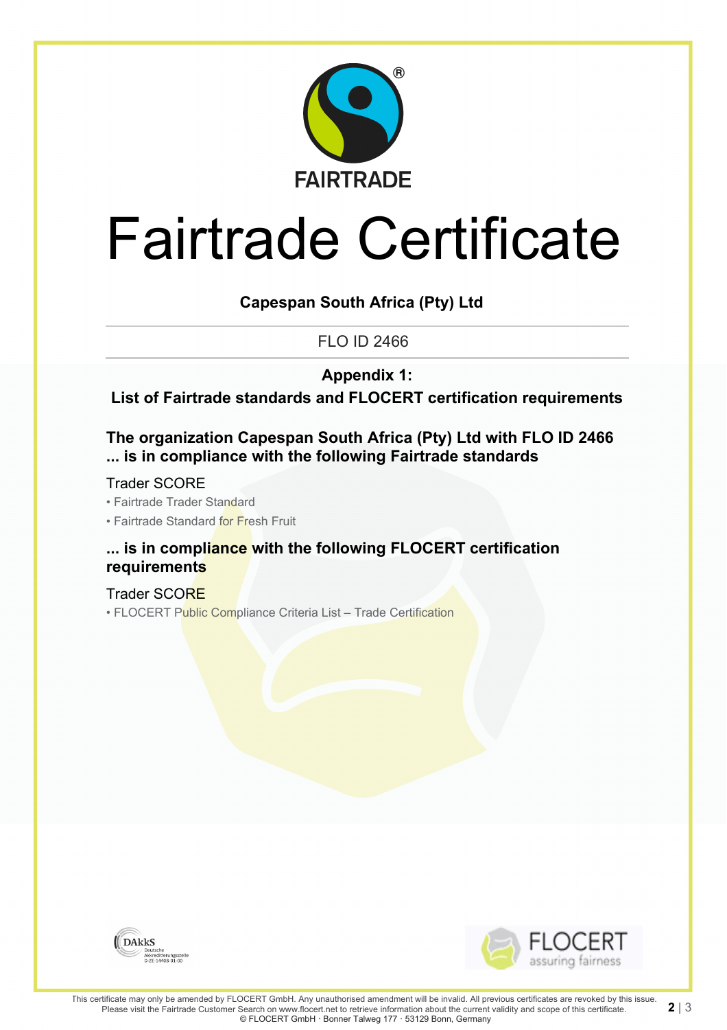FAIRTRADE

# Fairtrade Certificate

**Capespan South Africa (Pty) Ltd**

FLO ID 2466

**Appendix 1:**

**List of Fairtrade standards and FLOCERT certification requirements**

**The organization Capespan South Africa (Pty) Ltd with FLO ID 2466**
**... is in compliance with the following Fairtrade standards**

Trader SCORE

- Fairtrade Trader Standard
- Fairtrade Standard for Fresh Fruit

**... is in compliance with the following FLOCERT certification requirements**

Trader SCORE

- FLOCERT Public Compliance Criteria List – Trade Certification

This certificate may only be amended by FLOCERT GmbH. Any unauthorised amendment will be invalid. All previous certificates are revoked by this issue. Please visit the Fairtrade Customer Search on www.flocert.net to retrieve information about the current validity and scope of this certificate.
© FLOCERT GmbH · Bonner Talweg 177 · 53129 Bonn, Germany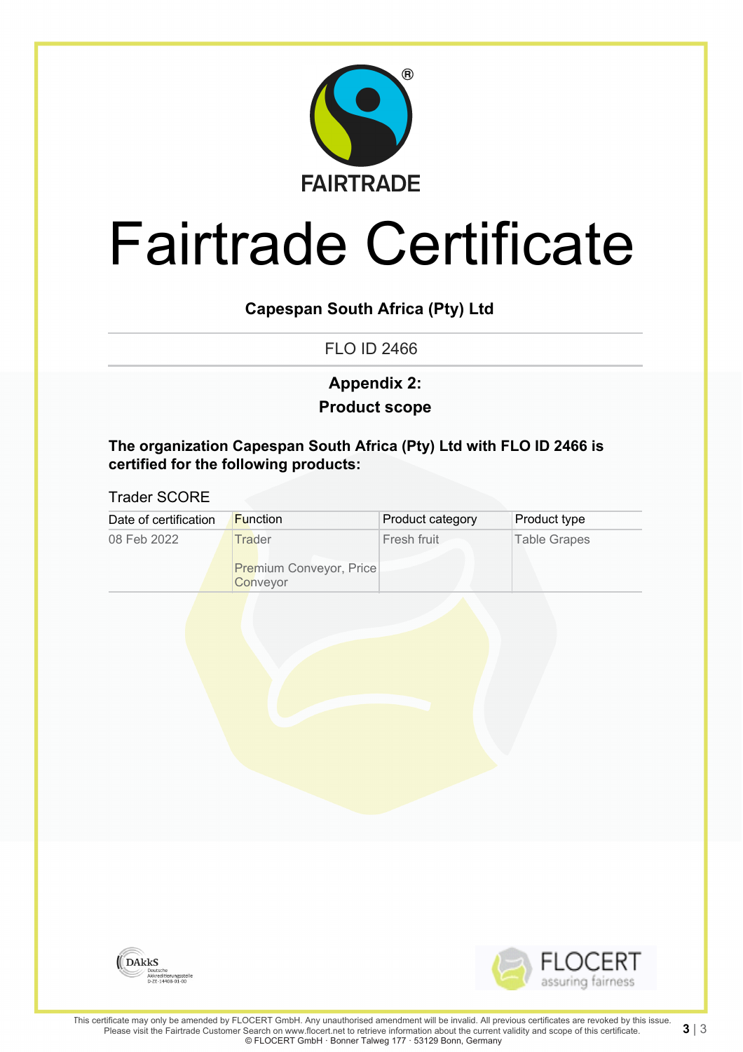FAIRTRADE

# Fairtrade Certificate

**Capespan South Africa (Pty) Ltd**

FLO ID 2466

## Appendix 2:
## Product scope

**The organization Capespan South Africa (Pty) Ltd with FLO ID 2466 is certified for the following products:**

Trader SCORE

| Date of certification | Function | Product category | Product type |
|---|---|---|---|
| 08 Feb 2022 | Trader<br><br>Premium Conveyor, Price Conveyor | Fresh fruit | Table Grapes |

DAkkS Deutsche Akkreditierungsstelle D-ZE-14408-01-00

FLOCERT assuring fairness

This certificate may only be amended by FLOCERT GmbH. Any unauthorised amendment will be invalid. All previous certificates are revoked by this issue. Please visit the Fairtrade Customer Search on www.flocert.net to retrieve information about the current validity and scope of this certificate.
© FLOCERT GmbH · Bonner Talweg 177 · 53129 Bonn, Germany